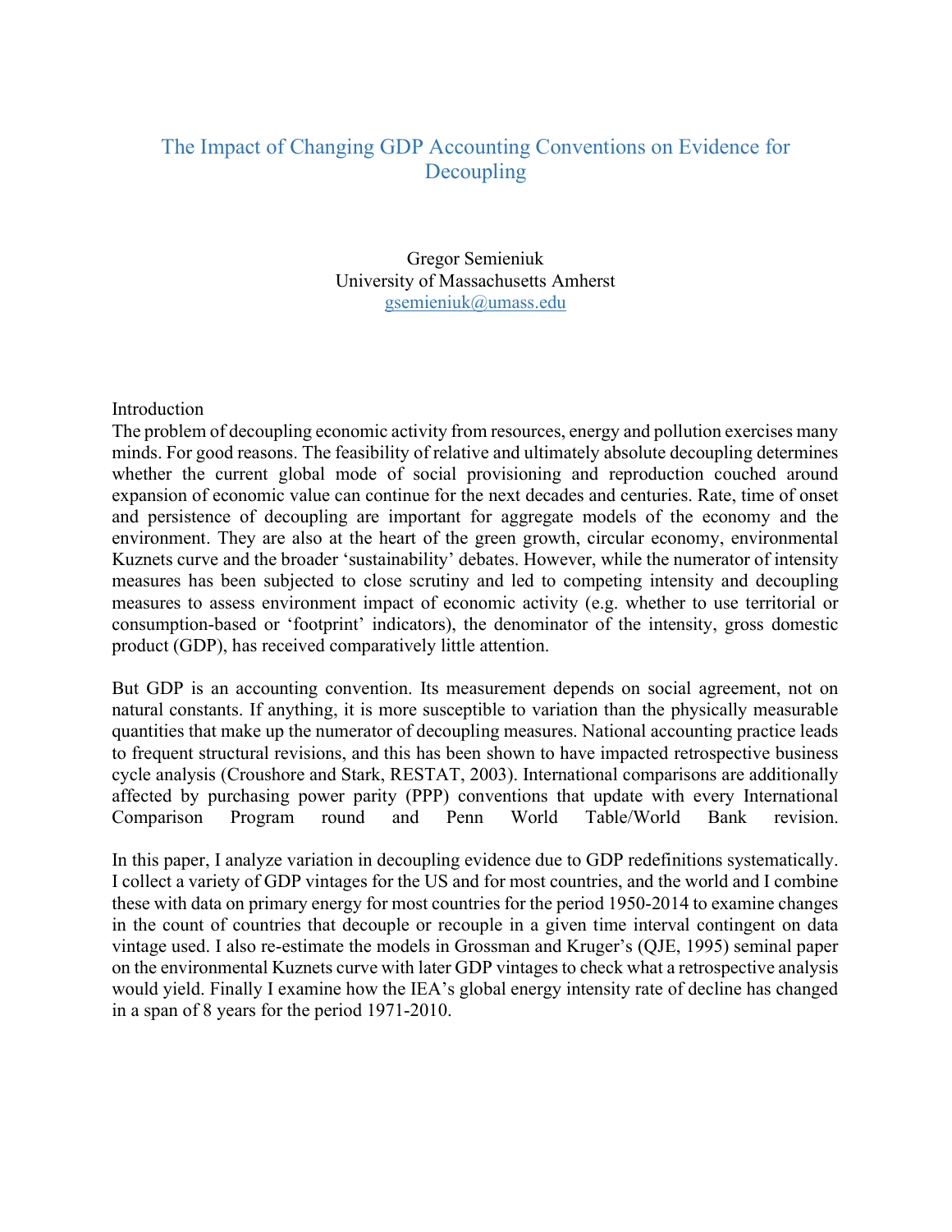# The Impact of Changing GDP Accounting Conventions on Evidence for Decoupling

Gregor Semieniuk
University of Massachusetts Amherst
gsemieniuk@umass.edu

## Introduction

The problem of decoupling economic activity from resources, energy and pollution exercises many minds. For good reasons. The feasibility of relative and ultimately absolute decoupling determines whether the current global mode of social provisioning and reproduction couched around expansion of economic value can continue for the next decades and centuries. Rate, time of onset and persistence of decoupling are important for aggregate models of the economy and the environment. They are also at the heart of the green growth, circular economy, environmental Kuznets curve and the broader 'sustainability' debates. However, while the numerator of intensity measures has been subjected to close scrutiny and led to competing intensity and decoupling measures to assess environment impact of economic activity (e.g. whether to use territorial or consumption-based or 'footprint' indicators), the denominator of the intensity, gross domestic product (GDP), has received comparatively little attention.

But GDP is an accounting convention. Its measurement depends on social agreement, not on natural constants. If anything, it is more susceptible to variation than the physically measurable quantities that make up the numerator of decoupling measures. National accounting practice leads to frequent structural revisions, and this has been shown to have impacted retrospective business cycle analysis (Croushore and Stark, RESTAT, 2003). International comparisons are additionally affected by purchasing power parity (PPP) conventions that update with every International Comparison Program round and Penn World Table/World Bank revision.

In this paper, I analyze variation in decoupling evidence due to GDP redefinitions systematically. I collect a variety of GDP vintages for the US and for most countries, and the world and I combine these with data on primary energy for most countries for the period 1950-2014 to examine changes in the count of countries that decouple or recouple in a given time interval contingent on data vintage used. I also re-estimate the models in Grossman and Kruger's (QJE, 1995) seminal paper on the environmental Kuznets curve with later GDP vintages to check what a retrospective analysis would yield. Finally I examine how the IEA's global energy intensity rate of decline has changed in a span of 8 years for the period 1971-2010.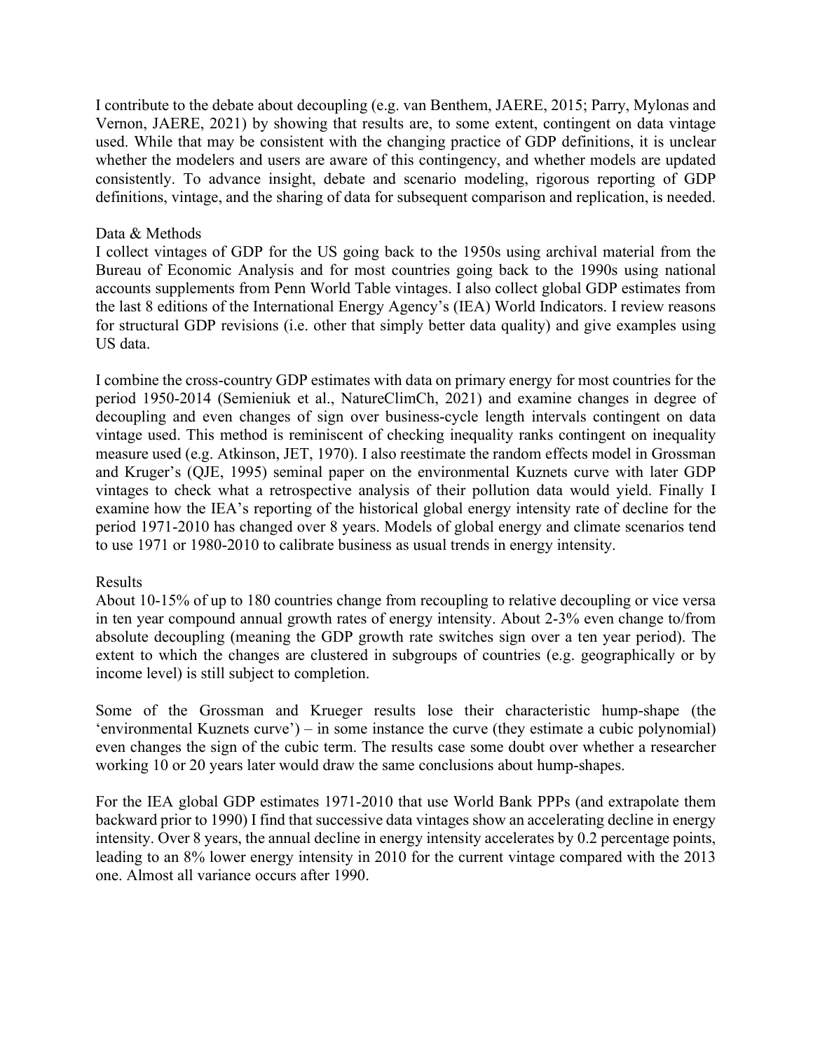I contribute to the debate about decoupling (e.g. van Benthem, JAERE, 2015; Parry, Mylonas and Vernon, JAERE, 2021) by showing that results are, to some extent, contingent on data vintage used. While that may be consistent with the changing practice of GDP definitions, it is unclear whether the modelers and users are aware of this contingency, and whether models are updated consistently. To advance insight, debate and scenario modeling, rigorous reporting of GDP definitions, vintage, and the sharing of data for subsequent comparison and replication, is needed.

## Data & Methods

I collect vintages of GDP for the US going back to the 1950s using archival material from the Bureau of Economic Analysis and for most countries going back to the 1990s using national accounts supplements from Penn World Table vintages. I also collect global GDP estimates from the last 8 editions of the International Energy Agency's (IEA) World Indicators. I review reasons for structural GDP revisions (i.e. other that simply better data quality) and give examples using US data.

I combine the cross-country GDP estimates with data on primary energy for most countries for the period 1950-2014 (Semieniuk et al., NatureClimCh, 2021) and examine changes in degree of decoupling and even changes of sign over business-cycle length intervals contingent on data vintage used. This method is reminiscent of checking inequality ranks contingent on inequality measure used (e.g. Atkinson, JET, 1970). I also reestimate the random effects model in Grossman and Kruger's (QJE, 1995) seminal paper on the environmental Kuznets curve with later GDP vintages to check what a retrospective analysis of their pollution data would yield. Finally I examine how the IEA's reporting of the historical global energy intensity rate of decline for the period 1971-2010 has changed over 8 years. Models of global energy and climate scenarios tend to use 1971 or 1980-2010 to calibrate business as usual trends in energy intensity.

## Results

About 10-15% of up to 180 countries change from recoupling to relative decoupling or vice versa in ten year compound annual growth rates of energy intensity. About 2-3% even change to/from absolute decoupling (meaning the GDP growth rate switches sign over a ten year period). The extent to which the changes are clustered in subgroups of countries (e.g. geographically or by income level) is still subject to completion.

Some of the Grossman and Krueger results lose their characteristic hump-shape (the 'environmental Kuznets curve') – in some instance the curve (they estimate a cubic polynomial) even changes the sign of the cubic term. The results case some doubt over whether a researcher working 10 or 20 years later would draw the same conclusions about hump-shapes.

For the IEA global GDP estimates 1971-2010 that use World Bank PPPs (and extrapolate them backward prior to 1990) I find that successive data vintages show an accelerating decline in energy intensity. Over 8 years, the annual decline in energy intensity accelerates by 0.2 percentage points, leading to an 8% lower energy intensity in 2010 for the current vintage compared with the 2013 one. Almost all variance occurs after 1990.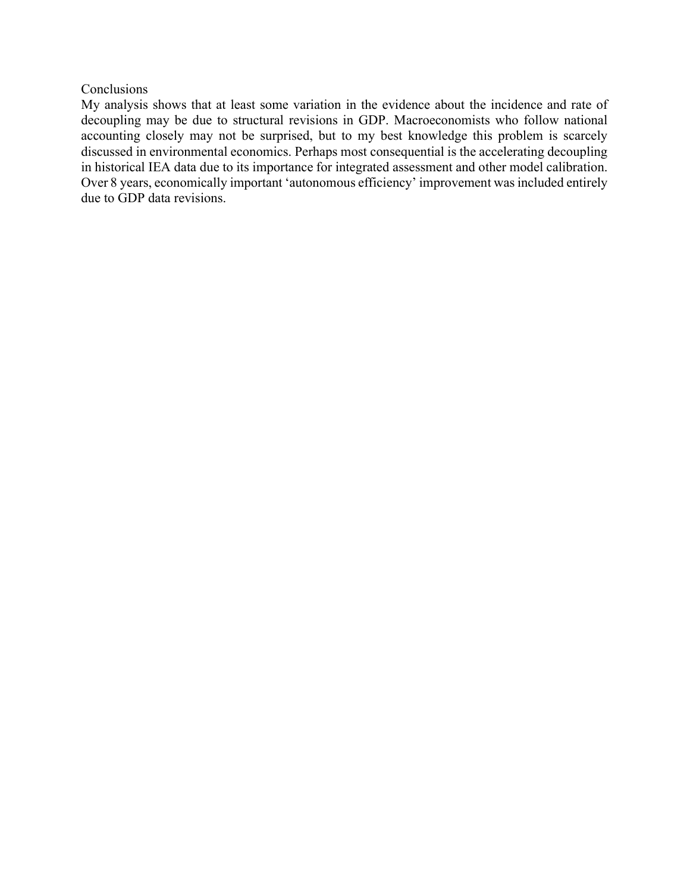## Conclusions

My analysis shows that at least some variation in the evidence about the incidence and rate of decoupling may be due to structural revisions in GDP. Macroeconomists who follow national accounting closely may not be surprised, but to my best knowledge this problem is scarcely discussed in environmental economics. Perhaps most consequential is the accelerating decoupling in historical IEA data due to its importance for integrated assessment and other model calibration. Over 8 years, economically important 'autonomous efficiency' improvement was included entirely due to GDP data revisions.